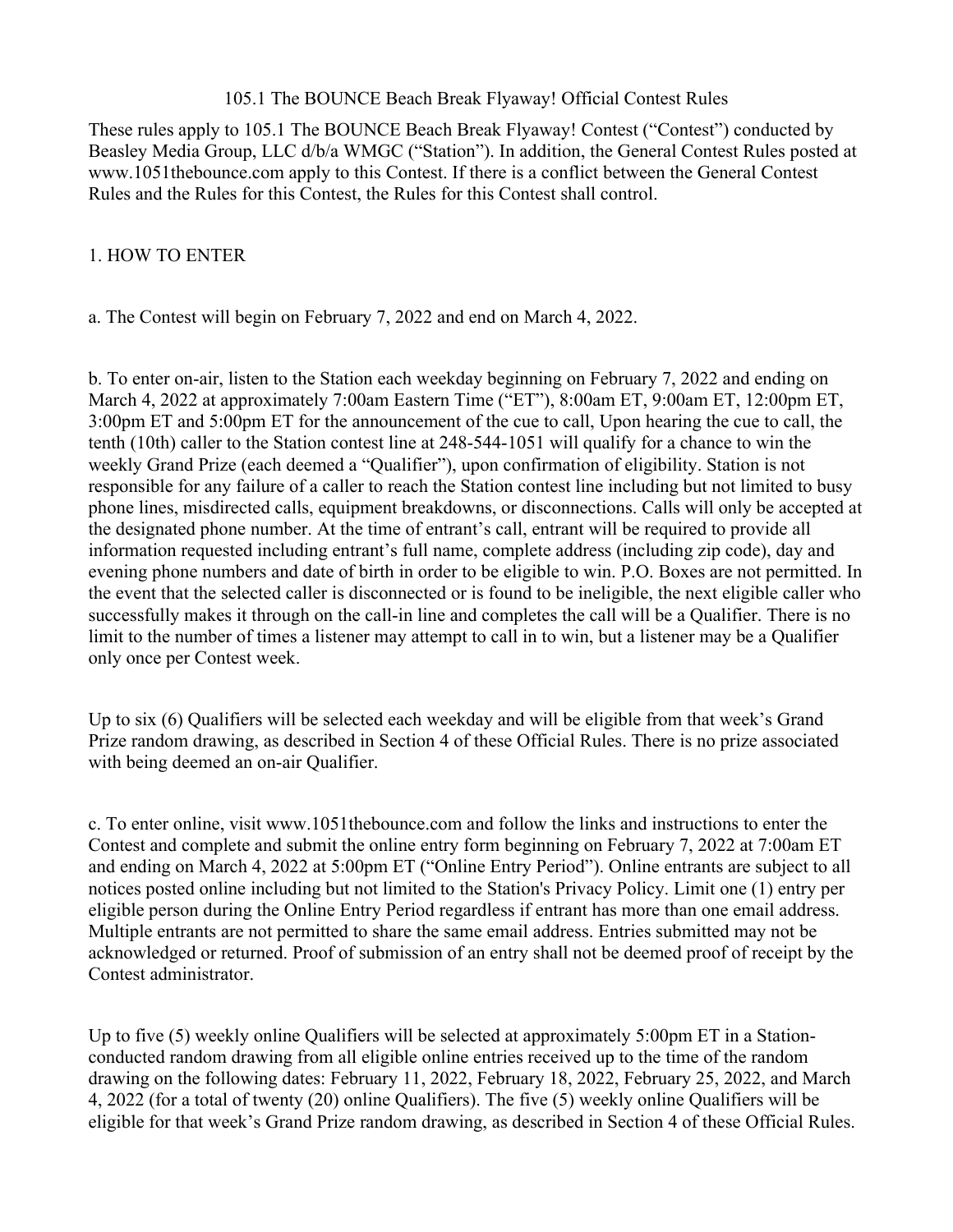# 105.1 The BOUNCE Beach Break Flyaway! Official Contest Rules

These rules apply to 105.1 The BOUNCE Beach Break Flyaway! Contest ("Contest") conducted by Beasley Media Group, LLC d/b/a WMGC ("Station"). In addition, the General Contest Rules posted at www.1051thebounce.com apply to this Contest. If there is a conflict between the General Contest Rules and the Rules for this Contest, the Rules for this Contest shall control.

## 1. HOW TO ENTER

a. The Contest will begin on February 7, 2022 and end on March 4, 2022.

b. To enter on-air, listen to the Station each weekday beginning on February 7, 2022 and ending on March 4, 2022 at approximately 7:00am Eastern Time ("ET"), 8:00am ET, 9:00am ET, 12:00pm ET, 3:00pm ET and 5:00pm ET for the announcement of the cue to call, Upon hearing the cue to call, the tenth (10th) caller to the Station contest line at 248-544-1051 will qualify for a chance to win the weekly Grand Prize (each deemed a "Qualifier"), upon confirmation of eligibility. Station is not responsible for any failure of a caller to reach the Station contest line including but not limited to busy phone lines, misdirected calls, equipment breakdowns, or disconnections. Calls will only be accepted at the designated phone number. At the time of entrant's call, entrant will be required to provide all information requested including entrant's full name, complete address (including zip code), day and evening phone numbers and date of birth in order to be eligible to win. P.O. Boxes are not permitted. In the event that the selected caller is disconnected or is found to be ineligible, the next eligible caller who successfully makes it through on the call-in line and completes the call will be a Qualifier. There is no limit to the number of times a listener may attempt to call in to win, but a listener may be a Qualifier only once per Contest week.

Up to six (6) Qualifiers will be selected each weekday and will be eligible from that week's Grand Prize random drawing, as described in Section 4 of these Official Rules. There is no prize associated with being deemed an on-air Qualifier.

c. To enter online, visit www.1051thebounce.com and follow the links and instructions to enter the Contest and complete and submit the online entry form beginning on February 7, 2022 at 7:00am ET and ending on March 4, 2022 at 5:00pm ET ("Online Entry Period"). Online entrants are subject to all notices posted online including but not limited to the Station's Privacy Policy. Limit one (1) entry per eligible person during the Online Entry Period regardless if entrant has more than one email address. Multiple entrants are not permitted to share the same email address. Entries submitted may not be acknowledged or returned. Proof of submission of an entry shall not be deemed proof of receipt by the Contest administrator.

Up to five (5) weekly online Qualifiers will be selected at approximately 5:00pm ET in a Station-conducted random drawing from all eligible online entries received up to the time of the random drawing on the following dates: February 11, 2022, February 18, 2022, February 25, 2022, and March 4, 2022 (for a total of twenty (20) online Qualifiers). The five (5) weekly online Qualifiers will be eligible for that week's Grand Prize random drawing, as described in Section 4 of these Official Rules.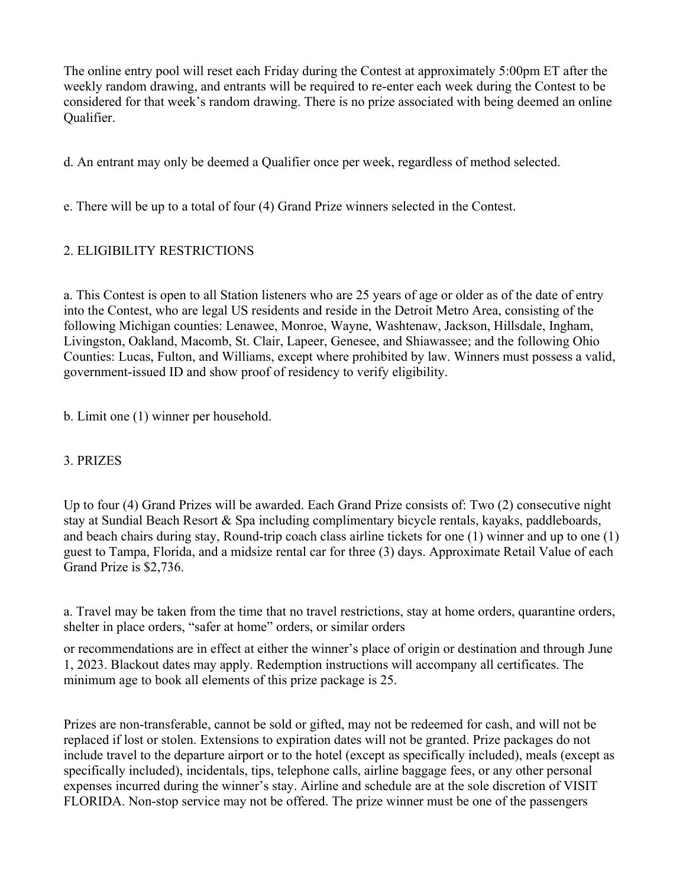The online entry pool will reset each Friday during the Contest at approximately 5:00pm ET after the weekly random drawing, and entrants will be required to re-enter each week during the Contest to be considered for that week's random drawing. There is no prize associated with being deemed an online Qualifier.

d. An entrant may only be deemed a Qualifier once per week, regardless of method selected.

e. There will be up to a total of four (4) Grand Prize winners selected in the Contest.

## 2. ELIGIBILITY RESTRICTIONS

a. This Contest is open to all Station listeners who are 25 years of age or older as of the date of entry into the Contest, who are legal US residents and reside in the Detroit Metro Area, consisting of the following Michigan counties: Lenawee, Monroe, Wayne, Washtenaw, Jackson, Hillsdale, Ingham, Livingston, Oakland, Macomb, St. Clair, Lapeer, Genesee, and Shiawassee; and the following Ohio Counties: Lucas, Fulton, and Williams, except where prohibited by law. Winners must possess a valid, government-issued ID and show proof of residency to verify eligibility.

b. Limit one (1) winner per household.

## 3. PRIZES

Up to four (4) Grand Prizes will be awarded. Each Grand Prize consists of: Two (2) consecutive night stay at Sundial Beach Resort & Spa including complimentary bicycle rentals, kayaks, paddleboards, and beach chairs during stay, Round-trip coach class airline tickets for one (1) winner and up to one (1) guest to Tampa, Florida, and a midsize rental car for three (3) days. Approximate Retail Value of each Grand Prize is $2,736.

a. Travel may be taken from the time that no travel restrictions, stay at home orders, quarantine orders, shelter in place orders, "safer at home" orders, or similar orders or recommendations are in effect at either the winner's place of origin or destination and through June 1, 2023. Blackout dates may apply. Redemption instructions will accompany all certificates. The minimum age to book all elements of this prize package is 25.

Prizes are non-transferable, cannot be sold or gifted, may not be redeemed for cash, and will not be replaced if lost or stolen. Extensions to expiration dates will not be granted. Prize packages do not include travel to the departure airport or to the hotel (except as specifically included), meals (except as specifically included), incidentals, tips, telephone calls, airline baggage fees, or any other personal expenses incurred during the winner's stay. Airline and schedule are at the sole discretion of VISIT FLORIDA. Non-stop service may not be offered. The prize winner must be one of the passengers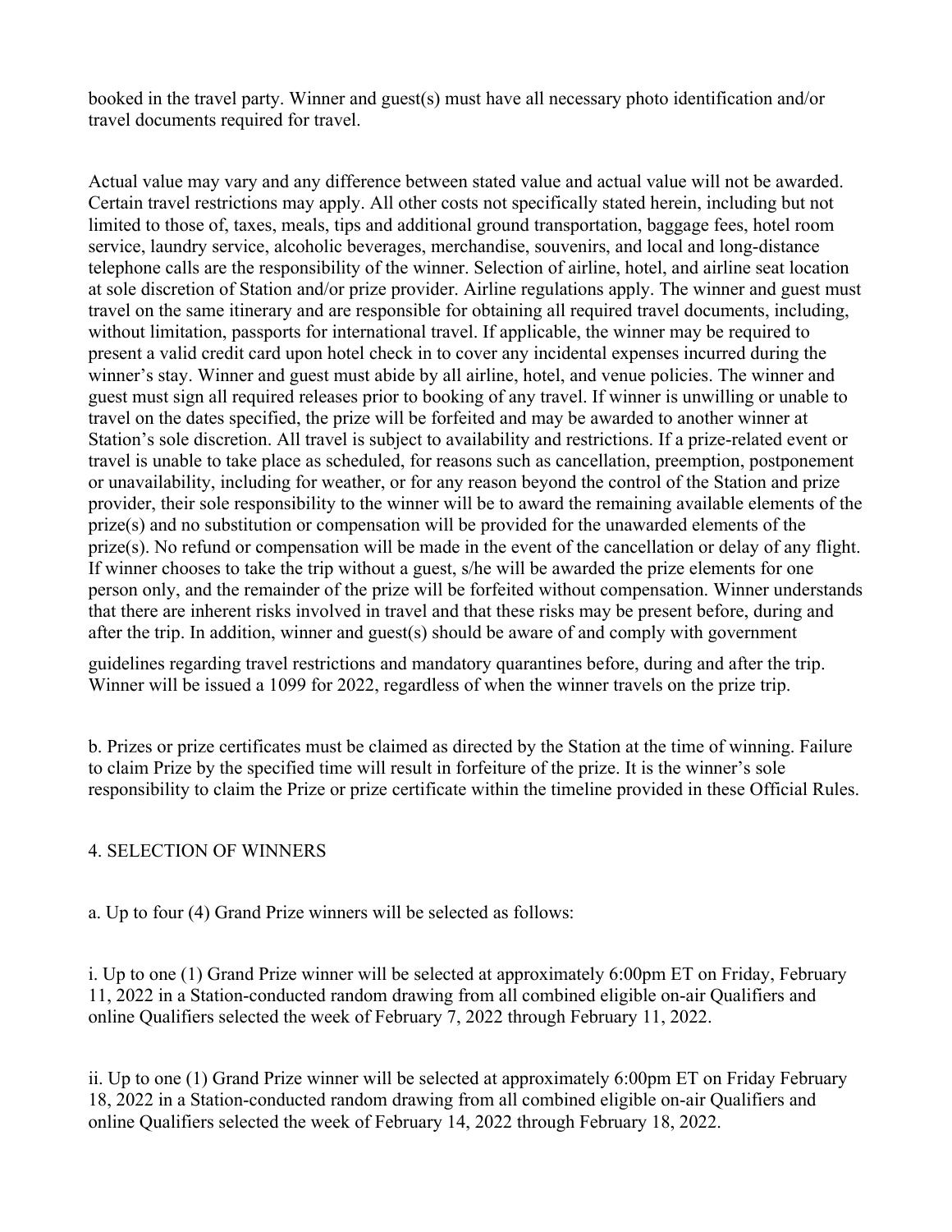booked in the travel party. Winner and guest(s) must have all necessary photo identification and/or travel documents required for travel.

Actual value may vary and any difference between stated value and actual value will not be awarded. Certain travel restrictions may apply. All other costs not specifically stated herein, including but not limited to those of, taxes, meals, tips and additional ground transportation, baggage fees, hotel room service, laundry service, alcoholic beverages, merchandise, souvenirs, and local and long-distance telephone calls are the responsibility of the winner. Selection of airline, hotel, and airline seat location at sole discretion of Station and/or prize provider. Airline regulations apply. The winner and guest must travel on the same itinerary and are responsible for obtaining all required travel documents, including, without limitation, passports for international travel. If applicable, the winner may be required to present a valid credit card upon hotel check in to cover any incidental expenses incurred during the winner's stay. Winner and guest must abide by all airline, hotel, and venue policies. The winner and guest must sign all required releases prior to booking of any travel. If winner is unwilling or unable to travel on the dates specified, the prize will be forfeited and may be awarded to another winner at Station's sole discretion. All travel is subject to availability and restrictions. If a prize-related event or travel is unable to take place as scheduled, for reasons such as cancellation, preemption, postponement or unavailability, including for weather, or for any reason beyond the control of the Station and prize provider, their sole responsibility to the winner will be to award the remaining available elements of the prize(s) and no substitution or compensation will be provided for the unawarded elements of the prize(s). No refund or compensation will be made in the event of the cancellation or delay of any flight. If winner chooses to take the trip without a guest, s/he will be awarded the prize elements for one person only, and the remainder of the prize will be forfeited without compensation. Winner understands that there are inherent risks involved in travel and that these risks may be present before, during and after the trip. In addition, winner and guest(s) should be aware of and comply with government guidelines regarding travel restrictions and mandatory quarantines before, during and after the trip. Winner will be issued a 1099 for 2022, regardless of when the winner travels on the prize trip.

b. Prizes or prize certificates must be claimed as directed by the Station at the time of winning. Failure to claim Prize by the specified time will result in forfeiture of the prize. It is the winner's sole responsibility to claim the Prize or prize certificate within the timeline provided in these Official Rules.

4. SELECTION OF WINNERS

a. Up to four (4) Grand Prize winners will be selected as follows:

i. Up to one (1) Grand Prize winner will be selected at approximately 6:00pm ET on Friday, February 11, 2022 in a Station-conducted random drawing from all combined eligible on-air Qualifiers and online Qualifiers selected the week of February 7, 2022 through February 11, 2022.

ii. Up to one (1) Grand Prize winner will be selected at approximately 6:00pm ET on Friday February 18, 2022 in a Station-conducted random drawing from all combined eligible on-air Qualifiers and online Qualifiers selected the week of February 14, 2022 through February 18, 2022.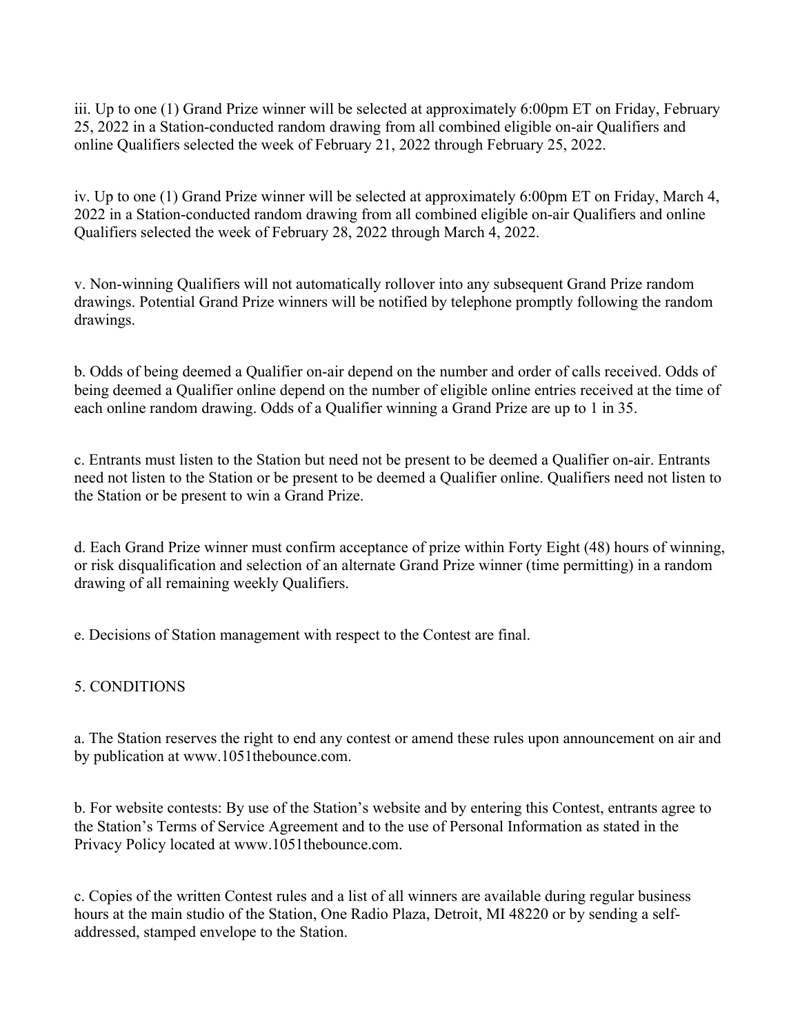iii. Up to one (1) Grand Prize winner will be selected at approximately 6:00pm ET on Friday, February 25, 2022 in a Station-conducted random drawing from all combined eligible on-air Qualifiers and online Qualifiers selected the week of February 21, 2022 through February 25, 2022.

iv. Up to one (1) Grand Prize winner will be selected at approximately 6:00pm ET on Friday, March 4, 2022 in a Station-conducted random drawing from all combined eligible on-air Qualifiers and online Qualifiers selected the week of February 28, 2022 through March 4, 2022.

v. Non-winning Qualifiers will not automatically rollover into any subsequent Grand Prize random drawings. Potential Grand Prize winners will be notified by telephone promptly following the random drawings.

b. Odds of being deemed a Qualifier on-air depend on the number and order of calls received. Odds of being deemed a Qualifier online depend on the number of eligible online entries received at the time of each online random drawing. Odds of a Qualifier winning a Grand Prize are up to 1 in 35.

c. Entrants must listen to the Station but need not be present to be deemed a Qualifier on-air. Entrants need not listen to the Station or be present to be deemed a Qualifier online. Qualifiers need not listen to the Station or be present to win a Grand Prize.

d. Each Grand Prize winner must confirm acceptance of prize within Forty Eight (48) hours of winning, or risk disqualification and selection of an alternate Grand Prize winner (time permitting) in a random drawing of all remaining weekly Qualifiers.

e. Decisions of Station management with respect to the Contest are final.

## 5. CONDITIONS

a. The Station reserves the right to end any contest or amend these rules upon announcement on air and by publication at www.1051thebounce.com.

b. For website contests: By use of the Station's website and by entering this Contest, entrants agree to the Station's Terms of Service Agreement and to the use of Personal Information as stated in the Privacy Policy located at www.1051thebounce.com.

c. Copies of the written Contest rules and a list of all winners are available during regular business hours at the main studio of the Station, One Radio Plaza, Detroit, MI 48220 or by sending a self-addressed, stamped envelope to the Station.